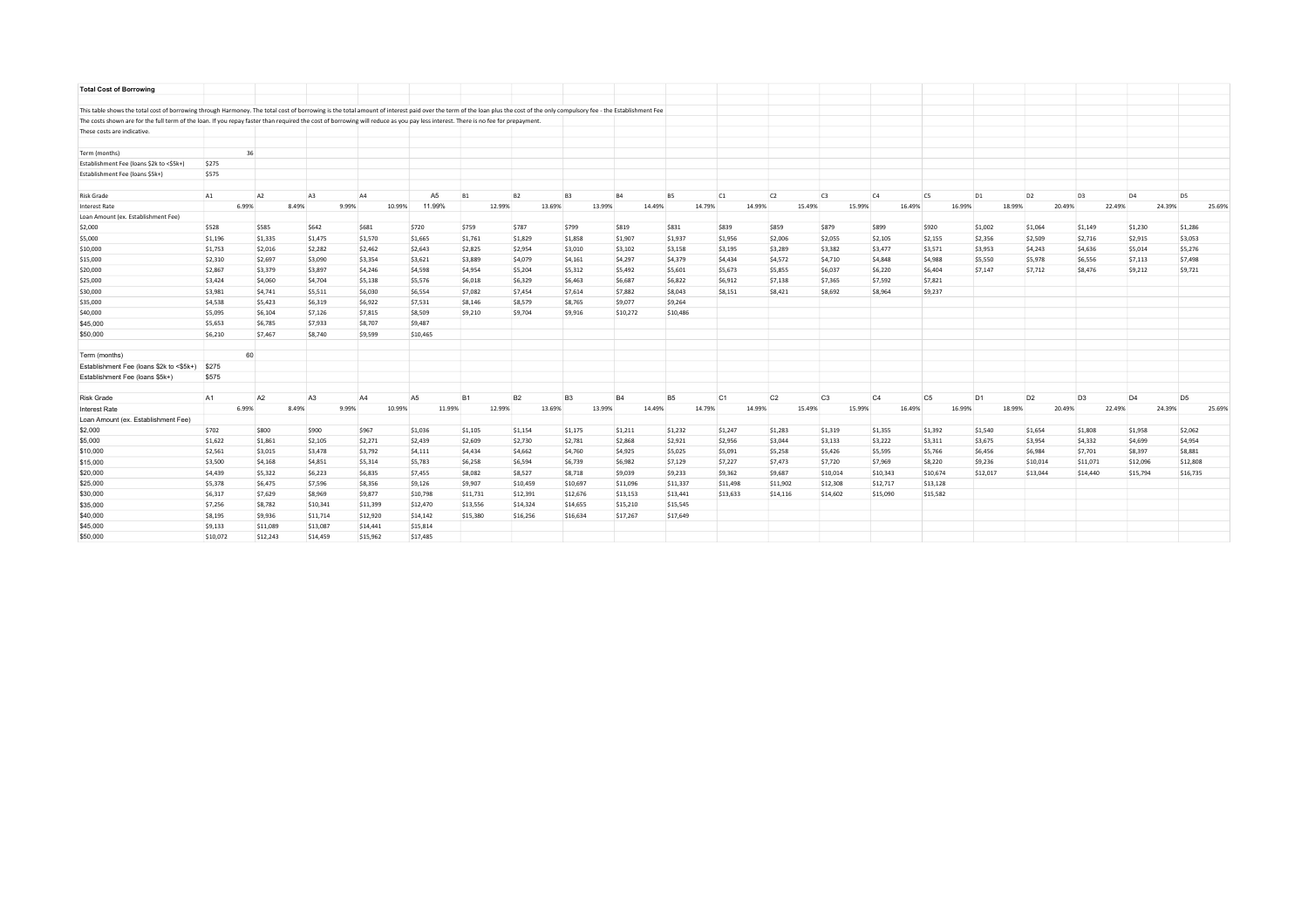**Total Cost of Borrowing**

This table shows the total cost of borrowing through Harmoney. The total cost of borrowing is the total amount of interest paid over the term of the loan plus the cost of the only compulsory fee - the Establishment Fee

The costs shown are for the full term of the loan. If you repay faster than required the cost of borrowing will reduce as you pay less interest. There is no fee for prepayment.

These costs are indicative.

| Term (months) | 36 |
|---|---|
| Establishment Fee (loans $2k to <$5k+) | $275 |
| Establishment Fee (loans $5k+) | $575 |

| Risk Grade | A1 | A2 | A3 | A4 | A5 | B1 | B2 | B3 | B4 | B5 | C1 | C2 | C3 | C4 | C5 | D1 | D2 | D3 | D4 | D5 |
|---|---|---|---|---|---|---|---|---|---|---|---|---|---|---|---|---|---|---|---|---|
| Interest Rate | 6.99% | 8.49% | 9.99% | 10.99% | 11.99% | 12.99% | 13.69% | 13.99% | 14.49% | 14.79% | 14.99% | 15.49% | 15.99% | 16.49% | 16.99% | 18.99% | 20.49% | 22.49% | 24.39% | 25.69% |
| Loan Amount (ex. Establishment Fee) | | | | | | | | | | | | | | | | | | | | |
| $2,000 | $528 | $585 | $642 | $681 | $720 | $759 | $787 | $799 | $819 | $831 | $839 | $859 | $879 | $899 | $920 | $1,002 | $1,064 | $1,149 | $1,230 | $1,286 |
| $5,000 | $1,196 | $1,335 | $1,475 | $1,570 | $1,665 | $1,761 | $1,829 | $1,858 | $1,907 | $1,937 | $1,956 | $2,006 | $2,055 | $2,105 | $2,155 | $2,356 | $2,509 | $2,716 | $2,915 | $3,053 |
| $10,000 | $1,753 | $2,016 | $2,282 | $2,462 | $2,643 | $2,825 | $2,954 | $3,010 | $3,102 | $3,158 | $3,195 | $3,289 | $3,382 | $3,477 | $3,571 | $3,953 | $4,243 | $4,636 | $5,014 | $5,276 |
| $15,000 | $2,310 | $2,697 | $3,090 | $3,354 | $3,621 | $3,889 | $4,079 | $4,161 | $4,297 | $4,379 | $4,434 | $4,572 | $4,710 | $4,848 | $4,988 | $5,550 | $5,978 | $6,556 | $7,113 | $7,498 |
| $20,000 | $2,867 | $3,379 | $3,897 | $4,246 | $4,598 | $4,954 | $5,204 | $5,312 | $5,492 | $5,601 | $5,673 | $5,855 | $6,037 | $6,220 | $6,404 | $7,147 | $7,712 | $8,476 | $9,212 | $9,721 |
| $25,000 | $3,424 | $4,060 | $4,704 | $5,138 | $5,576 | $6,018 | $6,329 | $6,463 | $6,687 | $6,822 | $6,912 | $7,138 | $7,365 | $7,592 | $7,821 | | | | | |
| $30,000 | $3,981 | $4,741 | $5,511 | $6,030 | $6,554 | $7,082 | $7,454 | $7,614 | $7,882 | $8,043 | $8,151 | $8,421 | $8,692 | $8,964 | $9,237 | | | | | |
| $35,000 | $4,538 | $5,423 | $6,319 | $6,922 | $7,531 | $8,146 | $8,579 | $8,765 | $9,077 | $9,264 | | | | | | | | | | |
| $40,000 | $5,095 | $6,104 | $7,126 | $7,815 | $8,509 | $9,210 | $9,704 | $9,916 | $10,272 | $10,486 | | | | | | | | | | |
| $45,000 | $5,653 | $6,785 | $7,933 | $8,707 | $9,487 | | | | | | | | | | | | | | | |
| $50,000 | $6,210 | $7,467 | $8,740 | $9,599 | $10,465 | | | | | | | | | | | | | | | |

| Term (months) | 60 |
|---|---|
| Establishment Fee (loans $2k to <$5k+) | $275 |
| Establishment Fee (loans $5k+) | $575 |

| Risk Grade | A1 | A2 | A3 | A4 | A5 | B1 | B2 | B3 | B4 | B5 | C1 | C2 | C3 | C4 | C5 | D1 | D2 | D3 | D4 | D5 |
|---|---|---|---|---|---|---|---|---|---|---|---|---|---|---|---|---|---|---|---|---|
| Interest Rate | 6.99% | 8.49% | 9.99% | 10.99% | 11.99% | 12.99% | 13.69% | 13.99% | 14.49% | 14.79% | 14.99% | 15.49% | 15.99% | 16.49% | 16.99% | 18.99% | 20.49% | 22.49% | 24.39% | 25.69% |
| Loan Amount (ex. Establishment Fee) | | | | | | | | | | | | | | | | | | | | |
| $2,000 | $702 | $800 | $900 | $967 | $1,036 | $1,105 | $1,154 | $1,175 | $1,211 | $1,232 | $1,247 | $1,283 | $1,319 | $1,355 | $1,392 | $1,540 | $1,654 | $1,808 | $1,958 | $2,062 |
| $5,000 | $1,622 | $1,861 | $2,105 | $2,271 | $2,439 | $2,609 | $2,730 | $2,781 | $2,868 | $2,921 | $2,956 | $3,044 | $3,133 | $3,222 | $3,311 | $3,675 | $3,954 | $4,332 | $4,699 | $4,954 |
| $10,000 | $2,561 | $3,015 | $3,478 | $3,792 | $4,111 | $4,434 | $4,662 | $4,760 | $4,925 | $5,025 | $5,091 | $5,258 | $5,426 | $5,595 | $5,766 | $6,456 | $6,984 | $7,701 | $8,397 | $8,881 |
| $15,000 | $3,500 | $4,168 | $4,851 | $5,314 | $5,783 | $6,258 | $6,594 | $6,739 | $6,982 | $7,129 | $7,227 | $7,473 | $7,720 | $7,969 | $8,220 | $9,236 | $10,014 | $11,071 | $12,096 | $12,808 |
| $20,000 | $4,439 | $5,322 | $6,223 | $6,835 | $7,455 | $8,082 | $8,527 | $8,718 | $9,039 | $9,233 | $9,362 | $9,687 | $10,014 | $10,343 | $10,674 | $12,017 | $13,044 | $14,440 | $15,794 | $16,735 |
| $25,000 | $5,378 | $6,475 | $7,596 | $8,356 | $9,126 | $9,907 | $10,459 | $10,697 | $11,096 | $11,337 | $11,498 | $11,902 | $12,308 | $12,717 | $13,128 | | | | | |
| $30,000 | $6,317 | $7,629 | $8,969 | $9,877 | $10,798 | $11,731 | $12,391 | $12,676 | $13,153 | $13,441 | $13,633 | $14,116 | $14,602 | $15,090 | $15,582 | | | | | |
| $35,000 | $7,256 | $8,782 | $10,341 | $11,399 | $12,470 | $13,556 | $14,324 | $14,655 | $15,210 | $15,545 | | | | | | | | | | |
| $40,000 | $8,195 | $9,936 | $11,714 | $12,920 | $14,142 | $15,380 | $16,256 | $16,634 | $17,267 | $17,649 | | | | | | | | | | |
| $45,000 | $9,133 | $11,089 | $13,087 | $14,441 | $15,814 | | | | | | | | | | | | | | | |
| $50,000 | $10,072 | $12,243 | $14,459 | $15,962 | $17,485 | | | | | | | | | | | | | | | |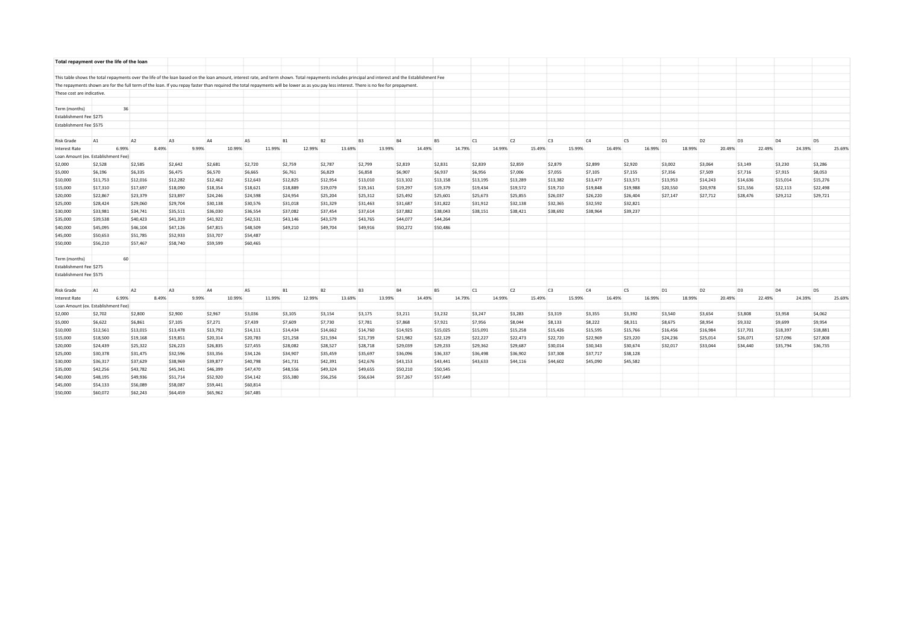**Total repayment over the life of the loan**

This table shows the total repayments over the life of the loan based on the loan amount, interest rate, and term shown. Total repayments includes principal and interest and the Establishment Fee

The repayments shown are for the full term of the loan. If you repay faster than required the total repayments will be lower as as you pay less interest. There is no fee for prepayment.

These cost are indicative.

Term (months) 36

Establishment Fee $275

Establishment Fee $575

| Risk Grade | A1 | A2 | A3 | A4 | A5 | B1 | B2 | B3 | B4 | B5 | C1 | C2 | C3 | C4 | C5 | D1 | D2 | D3 | D4 | D5 |
|---|---|---|---|---|---|---|---|---|---|---|---|---|---|---|---|---|---|---|---|---|
| Interest Rate | 6.99% | 8.49% | 9.99% | 10.99% | 11.99% | 12.99% | 13.69% | 13.99% | 14.49% | 14.79% | 14.99% | 15.49% | 15.99% | 16.49% | 16.99% | 18.99% | 20.49% | 22.49% | 24.39% | 25.69% |
| Loan Amount (ex. Establishment Fee) | | | | | | | | | | | | | | | | | | | | |
| $2,000 | $2,528 | $2,585 | $2,642 | $2,681 | $2,720 | $2,759 | $2,787 | $2,799 | $2,819 | $2,831 | $2,839 | $2,859 | $2,879 | $2,899 | $2,920 | $3,002 | $3,064 | $3,149 | $3,230 | $3,286 |
| $5,000 | $6,196 | $6,335 | $6,475 | $6,570 | $6,665 | $6,761 | $6,829 | $6,858 | $6,907 | $6,937 | $6,956 | $7,006 | $7,055 | $7,105 | $7,155 | $7,356 | $7,509 | $7,716 | $7,915 | $8,053 |
| $10,000 | $11,753 | $12,016 | $12,282 | $12,462 | $12,643 | $12,825 | $12,954 | $13,010 | $13,102 | $13,158 | $13,195 | $13,289 | $13,382 | $13,477 | $13,571 | $13,953 | $14,243 | $14,636 | $15,014 | $15,276 |
| $15,000 | $17,310 | $17,697 | $18,090 | $18,354 | $18,621 | $18,889 | $19,079 | $19,161 | $19,297 | $19,379 | $19,434 | $19,572 | $19,710 | $19,848 | $19,988 | $20,550 | $20,978 | $21,556 | $22,113 | $22,498 |
| $20,000 | $22,867 | $23,379 | $23,897 | $24,246 | $24,598 | $24,954 | $25,204 | $25,312 | $25,492 | $25,601 | $25,673 | $25,855 | $26,037 | $26,220 | $26,404 | $27,147 | $27,712 | $28,476 | $29,212 | $29,721 |
| $25,000 | $28,424 | $29,060 | $29,704 | $30,138 | $30,576 | $31,018 | $31,329 | $31,463 | $31,687 | $31,822 | $31,912 | $32,138 | $32,365 | $32,592 | $32,821 | | | | | |
| $30,000 | $33,981 | $34,741 | $35,511 | $36,030 | $36,554 | $37,082 | $37,454 | $37,614 | $37,882 | $38,043 | $38,151 | $38,421 | $38,692 | $38,964 | $39,237 | | | | | |
| $35,000 | $39,538 | $40,423 | $41,319 | $41,922 | $42,531 | $43,146 | $43,579 | $43,765 | $44,077 | $44,264 | | | | | | | | | | |
| $40,000 | $45,095 | $46,104 | $47,126 | $47,815 | $48,509 | $49,210 | $49,704 | $49,916 | $50,272 | $50,486 | | | | | | | | | | |
| $45,000 | $50,653 | $51,785 | $52,933 | $53,707 | $54,487 | | | | | | | | | | | | | | | |
| $50,000 | $56,210 | $57,467 | $58,740 | $59,599 | $60,465 | | | | | | | | | | | | | | | |

Term (months) 60

Establishment Fee $275

Establishment Fee $575

| Risk Grade | A1 | A2 | A3 | A4 | A5 | B1 | B2 | B3 | B4 | B5 | C1 | C2 | C3 | C4 | C5 | D1 | D2 | D3 | D4 | D5 |
|---|---|---|---|---|---|---|---|---|---|---|---|---|---|---|---|---|---|---|---|---|
| Interest Rate | 6.99% | 8.49% | 9.99% | 10.99% | 11.99% | 12.99% | 13.69% | 13.99% | 14.49% | 14.79% | 14.99% | 15.49% | 15.99% | 16.49% | 16.99% | 18.99% | 20.49% | 22.49% | 24.39% | 25.69% |
| Loan Amount (ex. Establishment Fee) | | | | | | | | | | | | | | | | | | | | |
| $2,000 | $2,702 | $2,800 | $2,900 | $2,967 | $3,036 | $3,105 | $3,154 | $3,175 | $3,211 | $3,232 | $3,247 | $3,283 | $3,319 | $3,355 | $3,392 | $3,540 | $3,654 | $3,808 | $3,958 | $4,062 |
| $5,000 | $6,622 | $6,861 | $7,105 | $7,271 | $7,439 | $7,609 | $7,730 | $7,781 | $7,868 | $7,921 | $7,956 | $8,044 | $8,133 | $8,222 | $8,311 | $8,675 | $8,954 | $9,332 | $9,699 | $9,954 |
| $10,000 | $12,561 | $13,015 | $13,478 | $13,792 | $14,111 | $14,434 | $14,662 | $14,760 | $14,925 | $15,025 | $15,091 | $15,258 | $15,426 | $15,595 | $15,766 | $16,456 | $16,984 | $17,701 | $18,397 | $18,881 |
| $15,000 | $18,500 | $19,168 | $19,851 | $20,314 | $20,783 | $21,258 | $21,594 | $21,739 | $21,982 | $22,129 | $22,227 | $22,473 | $22,720 | $22,969 | $23,220 | $24,236 | $25,014 | $26,071 | $27,096 | $27,808 |
| $20,000 | $24,439 | $25,322 | $26,223 | $26,835 | $27,455 | $28,082 | $28,527 | $28,718 | $29,039 | $29,233 | $29,362 | $29,687 | $30,014 | $30,343 | $30,674 | $32,017 | $33,044 | $34,440 | $35,794 | $36,735 |
| $25,000 | $30,378 | $31,475 | $32,596 | $33,356 | $34,126 | $34,907 | $35,459 | $35,697 | $36,096 | $36,337 | $36,498 | $36,902 | $37,308 | $37,717 | $38,128 | | | | | |
| $30,000 | $36,317 | $37,629 | $38,969 | $39,877 | $40,798 | $41,731 | $42,391 | $42,676 | $43,153 | $43,441 | $43,633 | $44,116 | $44,602 | $45,090 | $45,582 | | | | | |
| $35,000 | $42,256 | $43,782 | $45,341 | $46,399 | $47,470 | $48,556 | $49,324 | $49,655 | $50,210 | $50,545 | | | | | | | | | | |
| $40,000 | $48,195 | $49,936 | $51,714 | $52,920 | $54,142 | $55,380 | $56,256 | $56,634 | $57,267 | $57,649 | | | | | | | | | | |
| $45,000 | $54,133 | $56,089 | $58,087 | $59,441 | $60,814 | | | | | | | | | | | | | | | |
| $50,000 | $60,072 | $62,243 | $64,459 | $65,962 | $67,485 | | | | | | | | | | | | | | | |